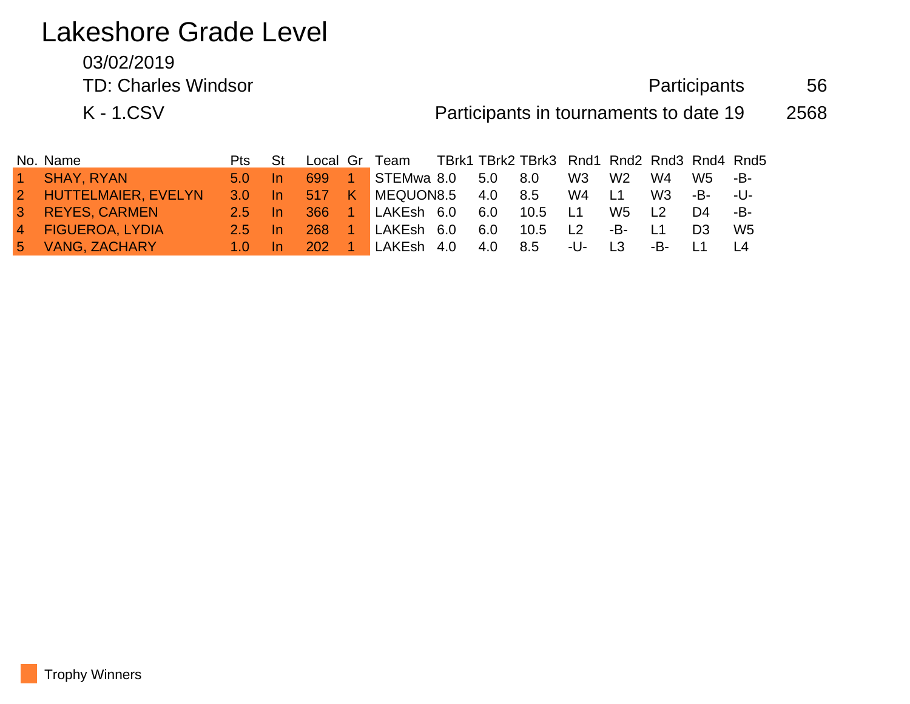# Lakeshore Grade Level

03/02/2019

TD: Charles Windsor

K - 1.CSV

Participants 56

Participants in tournaments to date 19 2568

| No. | Name | Pts | St | Local | Gr | Team | TBrk1 | TBrk2 | TBrk3 | Rnd1 | Rnd2 | Rnd3 | Rnd4 | Rnd5 |
|---|---|---|---|---|---|---|---|---|---|---|---|---|---|---|
| 1 | SHAY, RYAN | 5.0 | In | 699 | 1 | STEMwa | 8.0 | 5.0 | 8.0 | W3 | W2 | W4 | W5 | -B- |
| 2 | HUTTELMAIER, EVELYN | 3.0 | In | 517 | K | MEQUON | 8.5 | 4.0 | 8.5 | W4 | L1 | W3 | -B- | -U- |
| 3 | REYES, CARMEN | 2.5 | In | 366 | 1 | LAKEsh | 6.0 | 6.0 | 10.5 | L1 | W5 | L2 | D4 | -B- |
| 4 | FIGUEROA, LYDIA | 2.5 | In | 268 | 1 | LAKEsh | 6.0 | 6.0 | 10.5 | L2 | -B- | L1 | D3 | W5 |
| 5 | VANG, ZACHARY | 1.0 | In | 202 | 1 | LAKEsh | 4.0 | 4.0 | 8.5 | -U- | L3 | -B- | L1 | L4 |

Trophy Winners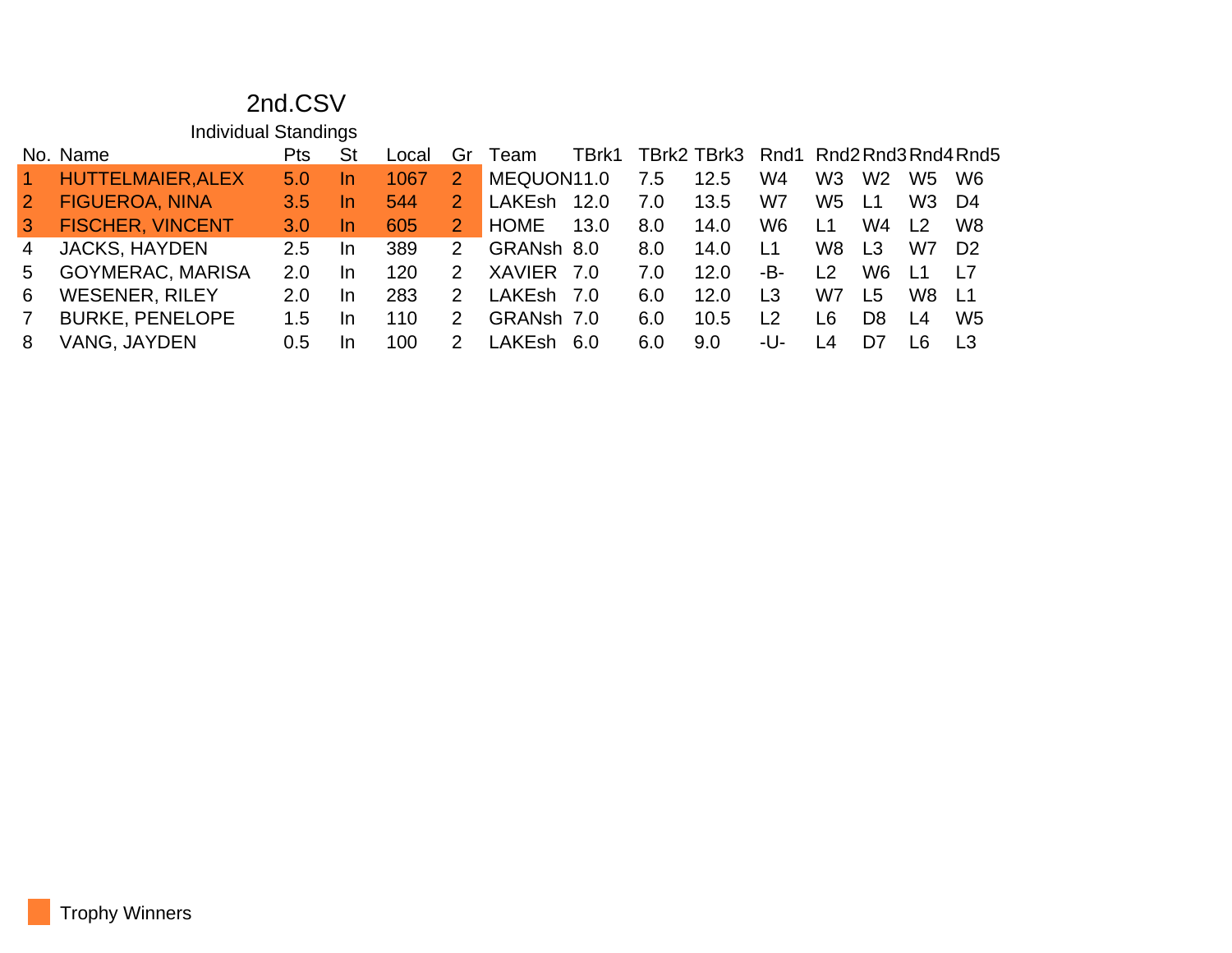# 2nd.CSV

## Individual Standings

| No. | Name | Pts | St | Local | Gr | Team | TBrk1 | TBrk2 | TBrk3 | Rnd1 | Rnd2 | Rnd3 | Rnd4 | Rnd5 |
|---|---|---|---|---|---|---|---|---|---|---|---|---|---|---|
| 1 | HUTTELMAIER,ALEX | 5.0 | In | 1067 | 2 | MEQUON | 11.0 | 7.5 | 12.5 | W4 | W3 | W2 | W5 | W6 |
| 2 | FIGUEROA, NINA | 3.5 | In | 544 | 2 | LAKEsh | 12.0 | 7.0 | 13.5 | W7 | W5 | L1 | W3 | D4 |
| 3 | FISCHER, VINCENT | 3.0 | In | 605 | 2 | HOME | 13.0 | 8.0 | 14.0 | W6 | L1 | W4 | L2 | W8 |
| 4 | JACKS, HAYDEN | 2.5 | In | 389 | 2 | GRANsh | 8.0 | 8.0 | 14.0 | L1 | W8 | L3 | W7 | D2 |
| 5 | GOYMERAC, MARISA | 2.0 | In | 120 | 2 | XAVIER | 7.0 | 7.0 | 12.0 | -B- | L2 | W6 | L1 | L7 |
| 6 | WESENER, RILEY | 2.0 | In | 283 | 2 | LAKEsh | 7.0 | 6.0 | 12.0 | L3 | W7 | L5 | W8 | L1 |
| 7 | BURKE, PENELOPE | 1.5 | In | 110 | 2 | GRANsh | 7.0 | 6.0 | 10.5 | L2 | L6 | D8 | L4 | W5 |
| 8 | VANG, JAYDEN | 0.5 | In | 100 | 2 | LAKEsh | 6.0 | 6.0 | 9.0 | -U- | L4 | D7 | L6 | L3 |

Trophy Winners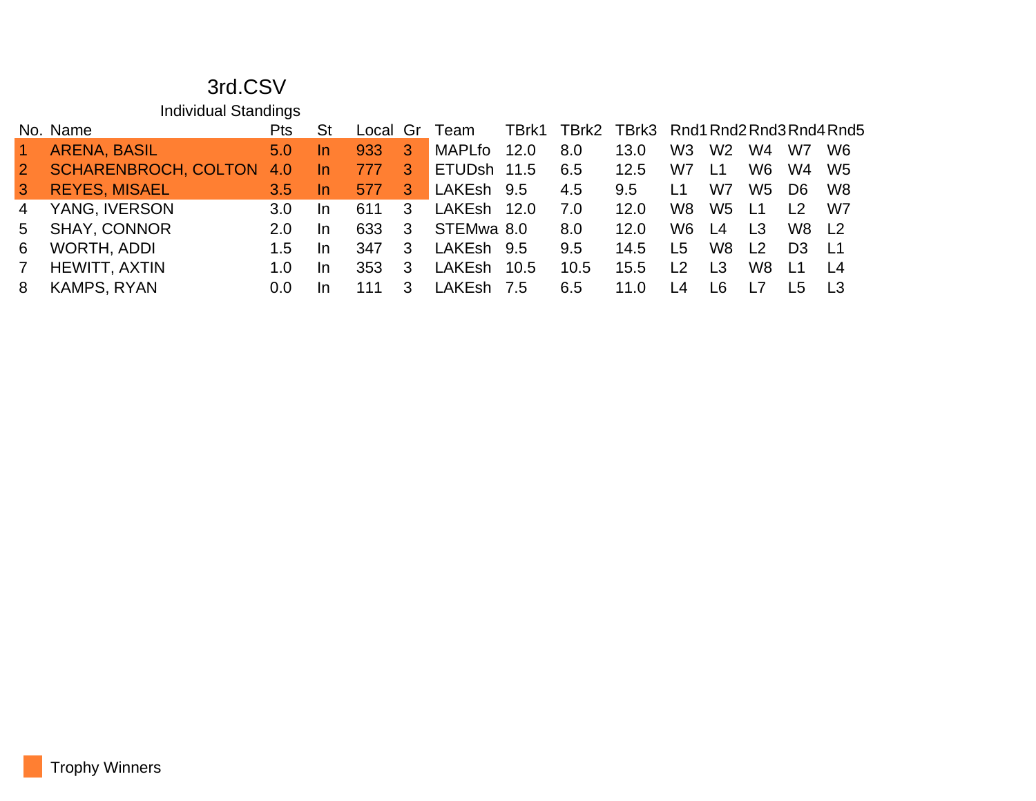# 3rd.CSV

## Individual Standings

| No. | Name | Pts | St | Local | Gr | Team | TBrk1 | TBrk2 | TBrk3 | Rnd1 | Rnd2 | Rnd3 | Rnd4 | Rnd5 |
|---|---|---|---|---|---|---|---|---|---|---|---|---|---|---|
| 1 | ARENA, BASIL | 5.0 | In | 933 | 3 | MAPLfo | 12.0 | 8.0 | 13.0 | W3 | W2 | W4 | W7 | W6 |
| 2 | SCHARENBROCH, COLTON | 4.0 | In | 777 | 3 | ETUDsh | 11.5 | 6.5 | 12.5 | W7 | L1 | W6 | W4 | W5 |
| 3 | REYES, MISAEL | 3.5 | In | 577 | 3 | LAKEsh | 9.5 | 4.5 | 9.5 | L1 | W7 | W5 | D6 | W8 |
| 4 | YANG, IVERSON | 3.0 | In | 611 | 3 | LAKEsh | 12.0 | 7.0 | 12.0 | W8 | W5 | L1 | L2 | W7 |
| 5 | SHAY, CONNOR | 2.0 | In | 633 | 3 | STEMwa | 8.0 | 8.0 | 12.0 | W6 | L4 | L3 | W8 | L2 |
| 6 | WORTH, ADDI | 1.5 | In | 347 | 3 | LAKEsh | 9.5 | 9.5 | 14.5 | L5 | W8 | L2 | D3 | L1 |
| 7 | HEWITT, AXTIN | 1.0 | In | 353 | 3 | LAKEsh | 10.5 | 10.5 | 15.5 | L2 | L3 | W8 | L1 | L4 |
| 8 | KAMPS, RYAN | 0.0 | In | 111 | 3 | LAKEsh | 7.5 | 6.5 | 11.0 | L4 | L6 | L7 | L5 | L3 |

Trophy Winners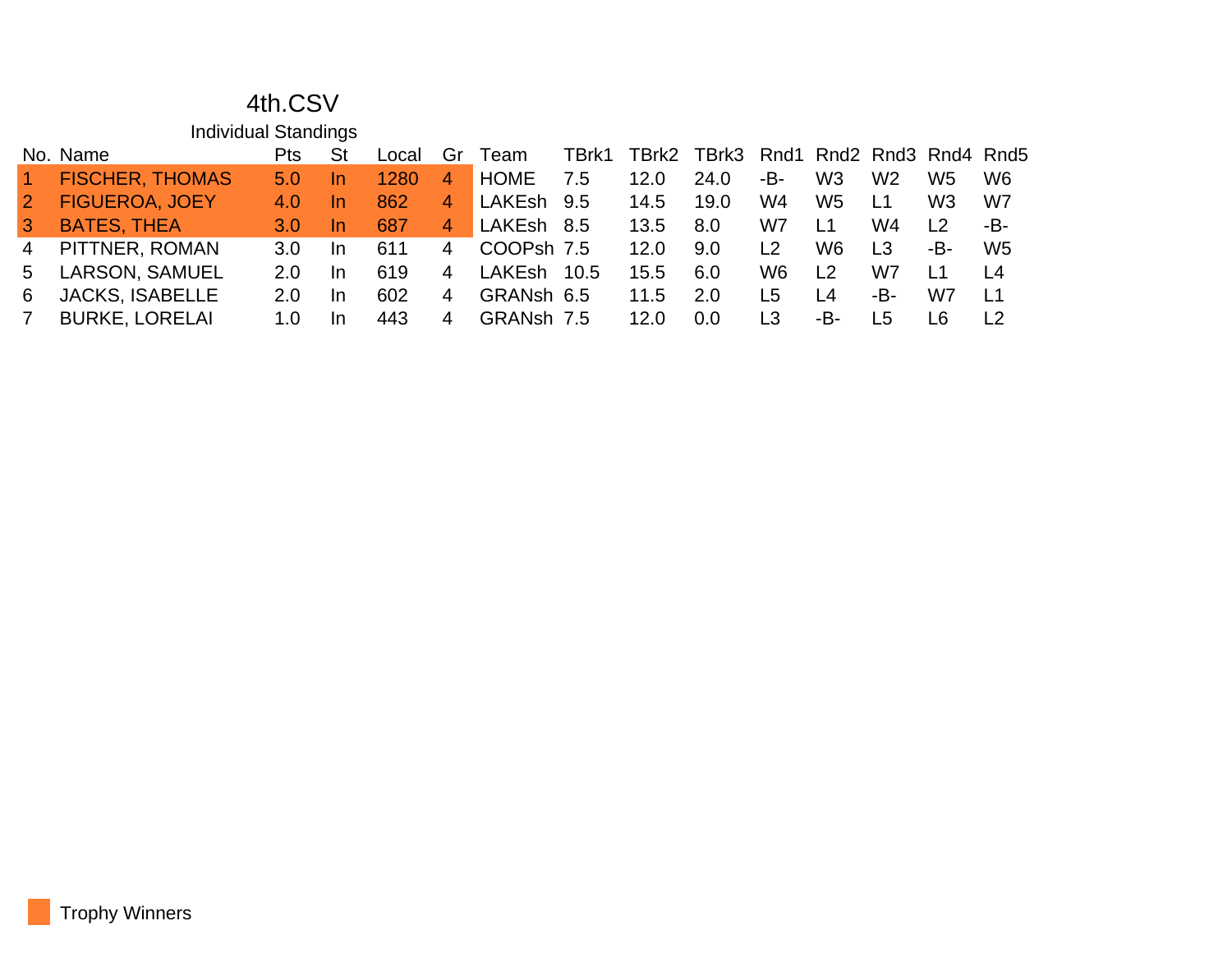# 4th.CSV

## Individual Standings

| No. | Name | Pts | St | Local | Gr | Team | TBrk1 | TBrk2 | TBrk3 | Rnd1 | Rnd2 | Rnd3 | Rnd4 | Rnd5 |
|---|---|---|---|---|---|---|---|---|---|---|---|---|---|---|
| 1 | FISCHER, THOMAS | 5.0 | In | 1280 | 4 | HOME | 7.5 | 12.0 | 24.0 | -B- | W3 | W2 | W5 | W6 |
| 2 | FIGUEROA, JOEY | 4.0 | In | 862 | 4 | LAKEsh | 9.5 | 14.5 | 19.0 | W4 | W5 | L1 | W3 | W7 |
| 3 | BATES, THEA | 3.0 | In | 687 | 4 | LAKEsh | 8.5 | 13.5 | 8.0 | W7 | L1 | W4 | L2 | -B- |
| 4 | PITTNER, ROMAN | 3.0 | In | 611 | 4 | COOPsh | 7.5 | 12.0 | 9.0 | L2 | W6 | L3 | -B- | W5 |
| 5 | LARSON, SAMUEL | 2.0 | In | 619 | 4 | LAKEsh | 10.5 | 15.5 | 6.0 | W6 | L2 | W7 | L1 | L4 |
| 6 | JACKS, ISABELLE | 2.0 | In | 602 | 4 | GRANsh | 6.5 | 11.5 | 2.0 | L5 | L4 | -B- | W7 | L1 |
| 7 | BURKE, LORELAI | 1.0 | In | 443 | 4 | GRANsh | 7.5 | 12.0 | 0.0 | L3 | -B- | L5 | L6 | L2 |

Trophy Winners (highlighted: rows 1–3)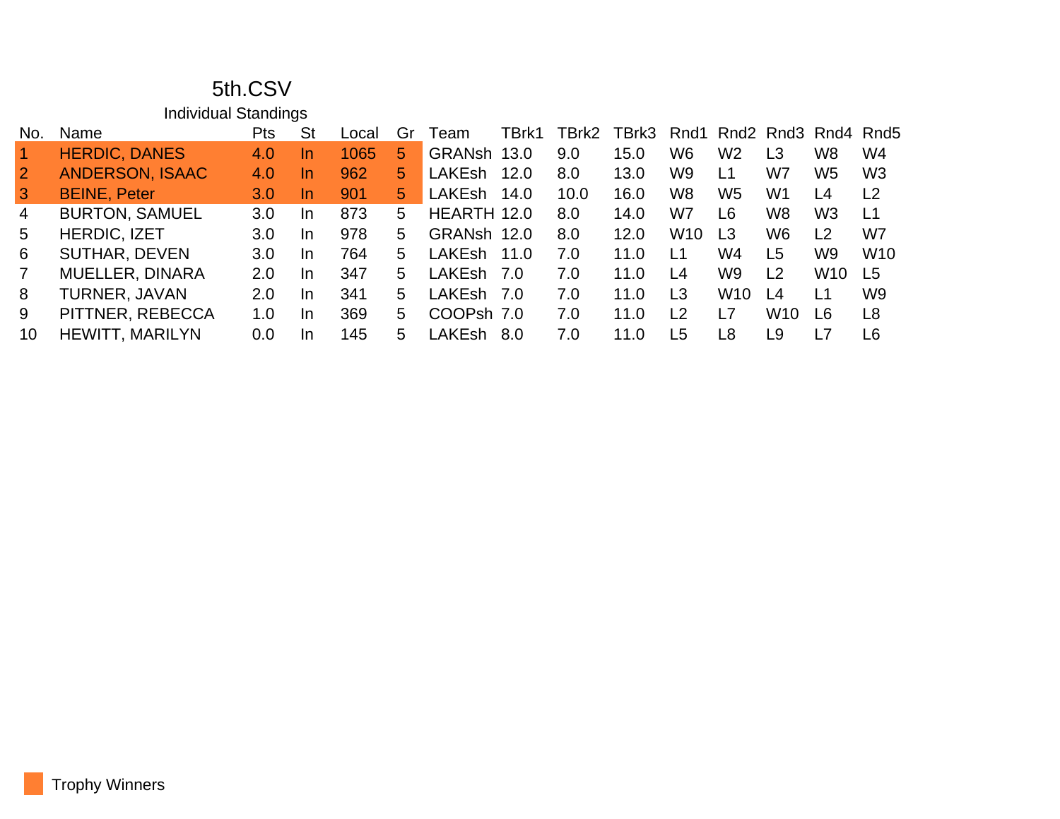# 5th.CSV

## Individual Standings

| No. | Name | Pts | St | Local | Gr | Team | TBrk1 | TBrk2 | TBrk3 | Rnd1 | Rnd2 | Rnd3 | Rnd4 | Rnd5 |
|---|---|---|---|---|---|---|---|---|---|---|---|---|---|---|
| 1 | HERDIC, DANES | 4.0 | In | 1065 | 5 | GRANsh | 13.0 | 9.0 | 15.0 | W6 | W2 | L3 | W8 | W4 |
| 2 | ANDERSON, ISAAC | 4.0 | In | 962 | 5 | LAKEsh | 12.0 | 8.0 | 13.0 | W9 | L1 | W7 | W5 | W3 |
| 3 | BEINE, Peter | 3.0 | In | 901 | 5 | LAKEsh | 14.0 | 10.0 | 16.0 | W8 | W5 | W1 | L4 | L2 |
| 4 | BURTON, SAMUEL | 3.0 | In | 873 | 5 | HEARTH | 12.0 | 8.0 | 14.0 | W7 | L6 | W8 | W3 | L1 |
| 5 | HERDIC, IZET | 3.0 | In | 978 | 5 | GRANsh | 12.0 | 8.0 | 12.0 | W10 | L3 | W6 | L2 | W7 |
| 6 | SUTHAR, DEVEN | 3.0 | In | 764 | 5 | LAKEsh | 11.0 | 7.0 | 11.0 | L1 | W4 | L5 | W9 | W10 |
| 7 | MUELLER, DINARA | 2.0 | In | 347 | 5 | LAKEsh | 7.0 | 7.0 | 11.0 | L4 | W9 | L2 | W10 | L5 |
| 8 | TURNER, JAVAN | 2.0 | In | 341 | 5 | LAKEsh | 7.0 | 7.0 | 11.0 | L3 | W10 | L4 | L1 | W9 |
| 9 | PITTNER, REBECCA | 1.0 | In | 369 | 5 | COOPsh | 7.0 | 7.0 | 11.0 | L2 | L7 | W10 | L6 | L8 |
| 10 | HEWITT, MARILYN | 0.0 | In | 145 | 5 | LAKEsh | 8.0 | 7.0 | 11.0 | L5 | L8 | L9 | L7 | L6 |

Trophy Winners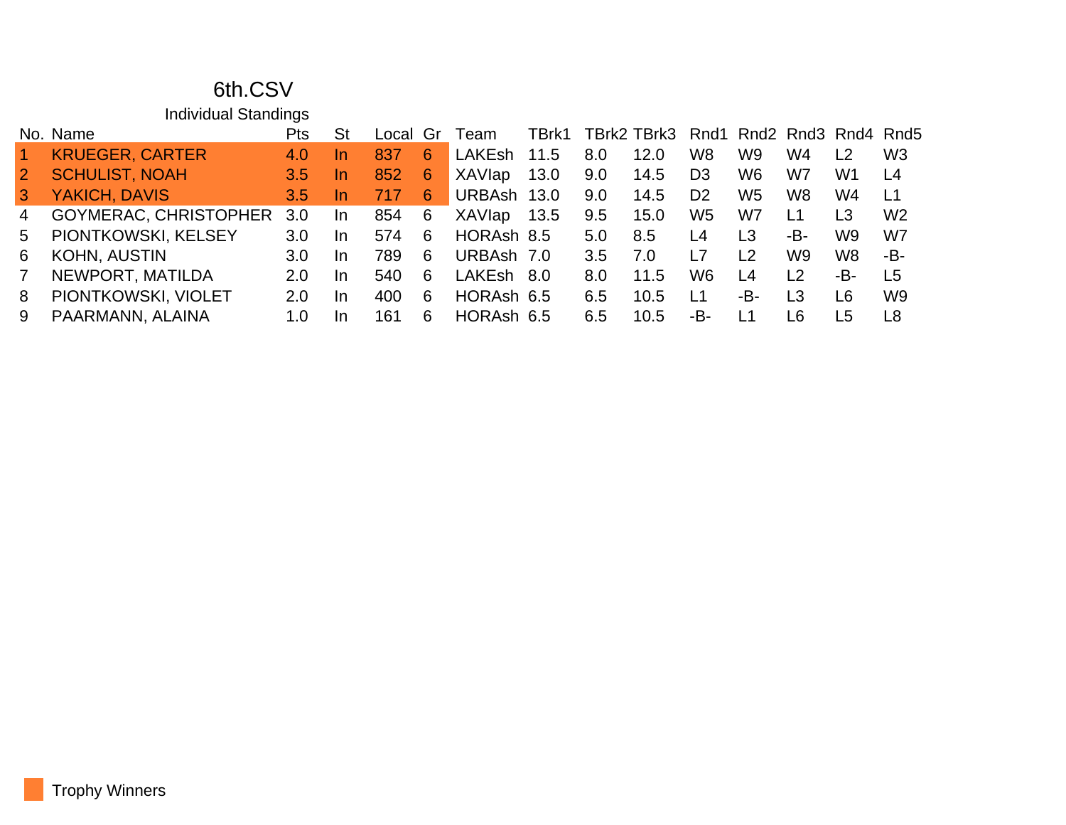# 6th.CSV

## Individual Standings

| No. | Name | Pts | St | Local | Gr | Team | TBrk1 | TBrk2 | TBrk3 | Rnd1 | Rnd2 | Rnd3 | Rnd4 | Rnd5 |
|---|---|---|---|---|---|---|---|---|---|---|---|---|---|---|
| 1 | KRUEGER, CARTER | 4.0 | In | 837 | 6 | LAKEsh | 11.5 | 8.0 | 12.0 | W8 | W9 | W4 | L2 | W3 |
| 2 | SCHULIST, NOAH | 3.5 | In | 852 | 6 | XAVIap | 13.0 | 9.0 | 14.5 | D3 | W6 | W7 | W1 | L4 |
| 3 | YAKICH, DAVIS | 3.5 | In | 717 | 6 | URBAsh | 13.0 | 9.0 | 14.5 | D2 | W5 | W8 | W4 | L1 |
| 4 | GOYMERAC, CHRISTOPHER | 3.0 | In | 854 | 6 | XAVIap | 13.5 | 9.5 | 15.0 | W5 | W7 | L1 | L3 | W2 |
| 5 | PIONTKOWSKI, KELSEY | 3.0 | In | 574 | 6 | HORAsh | 8.5 | 5.0 | 8.5 | L4 | L3 | -B- | W9 | W7 |
| 6 | KOHN, AUSTIN | 3.0 | In | 789 | 6 | URBAsh | 7.0 | 3.5 | 7.0 | L7 | L2 | W9 | W8 | -B- |
| 7 | NEWPORT, MATILDA | 2.0 | In | 540 | 6 | LAKEsh | 8.0 | 8.0 | 11.5 | W6 | L4 | L2 | -B- | L5 |
| 8 | PIONTKOWSKI, VIOLET | 2.0 | In | 400 | 6 | HORAsh | 6.5 | 6.5 | 10.5 | L1 | -B- | L3 | L6 | W9 |
| 9 | PAARMANN, ALAINA | 1.0 | In | 161 | 6 | HORAsh | 6.5 | 6.5 | 10.5 | -B- | L1 | L6 | L5 | L8 |

Trophy Winners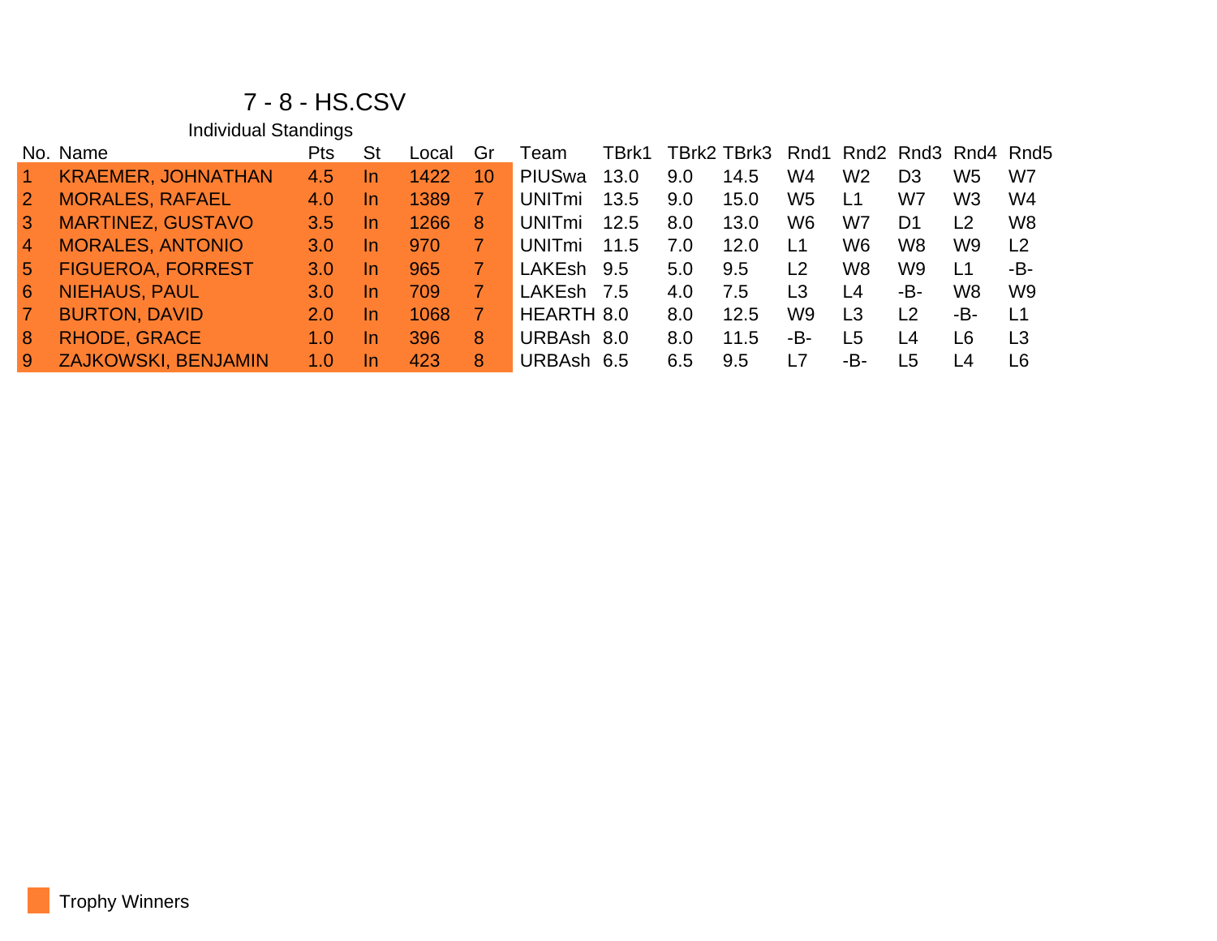# 7 - 8 - HS.CSV

## Individual Standings

| No. | Name | Pts | St | Local | Gr | Team | TBrk1 | TBrk2 | TBrk3 | Rnd1 | Rnd2 | Rnd3 | Rnd4 | Rnd5 |
|---|---|---|---|---|---|---|---|---|---|---|---|---|---|---|
| 1 | KRAEMER, JOHNATHAN | 4.5 | In | 1422 | 10 | PIUSwa | 13.0 | 9.0 | 14.5 | W4 | W2 | D3 | W5 | W7 |
| 2 | MORALES, RAFAEL | 4.0 | In | 1389 | 7 | UNITmi | 13.5 | 9.0 | 15.0 | W5 | L1 | W7 | W3 | W4 |
| 3 | MARTINEZ, GUSTAVO | 3.5 | In | 1266 | 8 | UNITmi | 12.5 | 8.0 | 13.0 | W6 | W7 | D1 | L2 | W8 |
| 4 | MORALES, ANTONIO | 3.0 | In | 970 | 7 | UNITmi | 11.5 | 7.0 | 12.0 | L1 | W6 | W8 | W9 | L2 |
| 5 | FIGUEROA, FORREST | 3.0 | In | 965 | 7 | LAKEsh | 9.5 | 5.0 | 9.5 | L2 | W8 | W9 | L1 | -B- |
| 6 | NIEHAUS, PAUL | 3.0 | In | 709 | 7 | LAKEsh | 7.5 | 4.0 | 7.5 | L3 | L4 | -B- | W8 | W9 |
| 7 | BURTON, DAVID | 2.0 | In | 1068 | 7 | HEARTH | 8.0 | 8.0 | 12.5 | W9 | L3 | L2 | -B- | L1 |
| 8 | RHODE, GRACE | 1.0 | In | 396 | 8 | URBAsh | 8.0 | 8.0 | 11.5 | -B- | L5 | L4 | L6 | L3 |
| 9 | ZAJKOWSKI, BENJAMIN | 1.0 | In | 423 | 8 | URBAsh | 6.5 | 6.5 | 9.5 | L7 | -B- | L5 | L4 | L6 |

Trophy Winners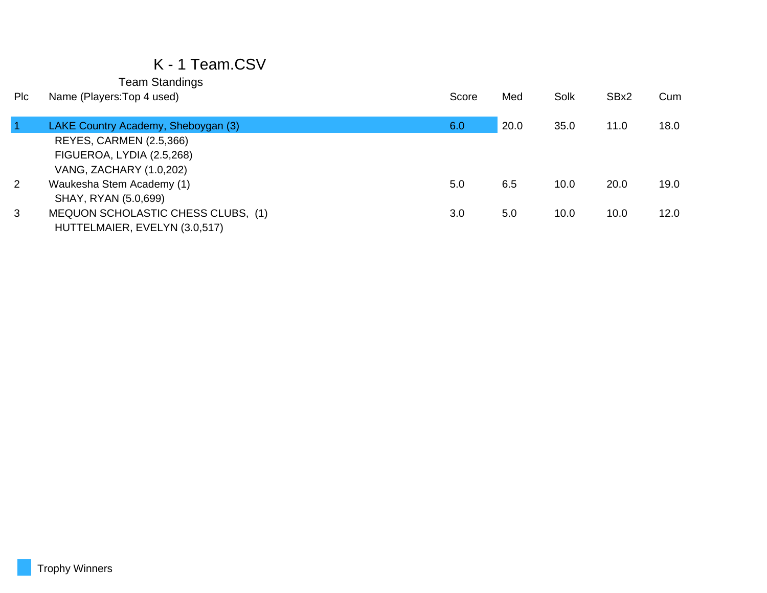# K - 1 Team.CSV

## Team Standings

| Plc | Name (Players:Top 4 used) | Score | Med | Solk | SBx2 | Cum |
|---|---|---|---|---|---|---|
| 1 | LAKE Country Academy, Sheboygan (3) | 6.0 | 20.0 | 35.0 | 11.0 | 18.0 |
| | REYES, CARMEN (2.5,366) | | | | | |
| | FIGUEROA, LYDIA (2.5,268) | | | | | |
| | VANG, ZACHARY (1.0,202) | | | | | |
| 2 | Waukesha Stem Academy (1) | 5.0 | 6.5 | 10.0 | 20.0 | 19.0 |
| | SHAY, RYAN (5.0,699) | | | | | |
| 3 | MEQUON SCHOLASTIC CHESS CLUBS, (1) | 3.0 | 5.0 | 10.0 | 10.0 | 12.0 |
| | HUTTELMAIER, EVELYN (3.0,517) | | | | | |

Trophy Winners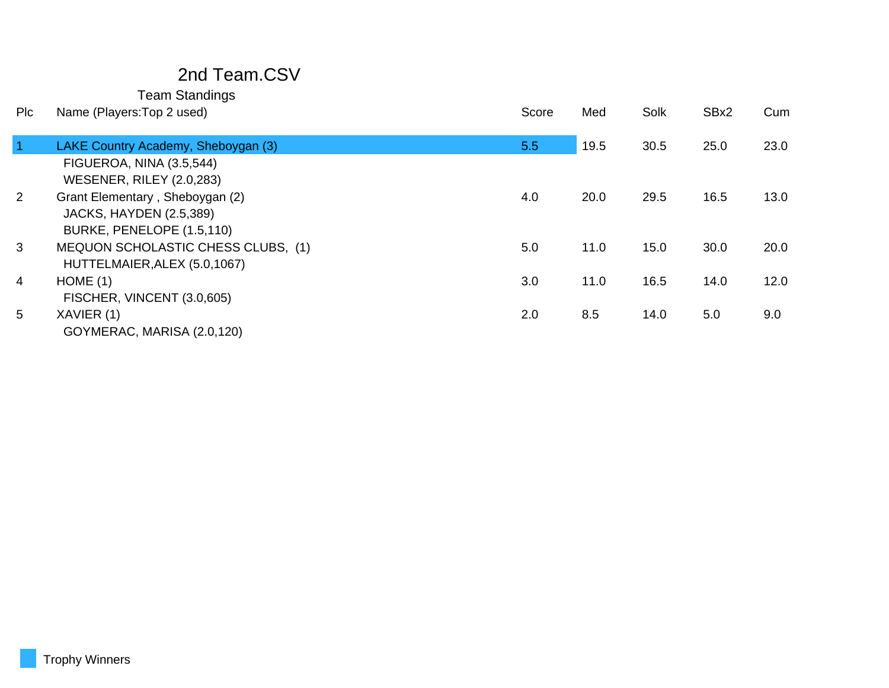# 2nd Team.CSV

## Team Standings

| Plc | Name (Players:Top 2 used) | Score | Med | Solk | SBx2 | Cum |
|---|---|---|---|---|---|---|
| 1 | LAKE Country Academy, Sheboygan (3) | 5.5 | 19.5 | 30.5 | 25.0 | 23.0 |
| | FIGUEROA, NINA (3.5,544) | | | | | |
| | WESENER, RILEY (2.0,283) | | | | | |
| 2 | Grant Elementary , Sheboygan (2) | 4.0 | 20.0 | 29.5 | 16.5 | 13.0 |
| | JACKS, HAYDEN (2.5,389) | | | | | |
| | BURKE, PENELOPE (1.5,110) | | | | | |
| 3 | MEQUON SCHOLASTIC CHESS CLUBS, (1) | 5.0 | 11.0 | 15.0 | 30.0 | 20.0 |
| | HUTTELMAIER,ALEX (5.0,1067) | | | | | |
| 4 | HOME (1) | 3.0 | 11.0 | 16.5 | 14.0 | 12.0 |
| | FISCHER, VINCENT (3.0,605) | | | | | |
| 5 | XAVIER (1) | 2.0 | 8.5 | 14.0 | 5.0 | 9.0 |
| | GOYMERAC, MARISA (2.0,120) | | | | | |

Trophy Winners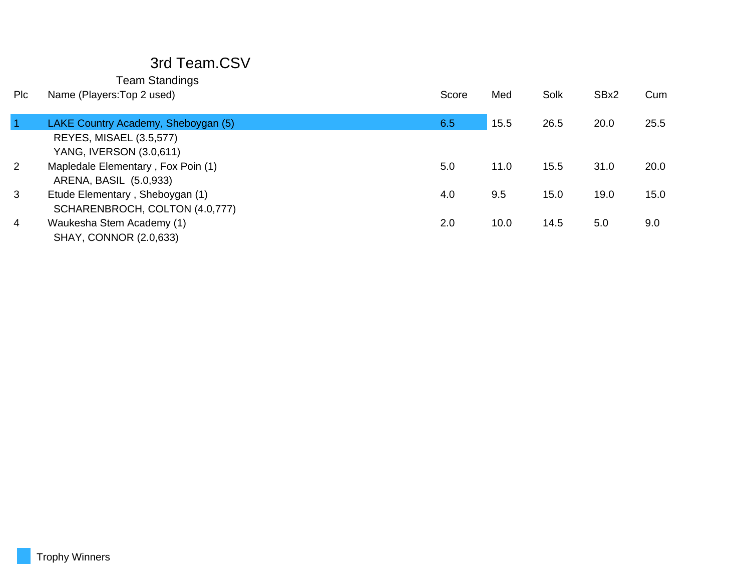# 3rd Team.CSV

## Team Standings

| Plc | Name (Players:Top 2 used) | Score | Med | Solk | SBx2 | Cum |
|---|---|---|---|---|---|---|
| 1 | LAKE Country Academy, Sheboygan (5) | 6.5 | 15.5 | 26.5 | 20.0 | 25.5 |
| | REYES, MISAEL (3.5,577) | | | | | |
| | YANG, IVERSON (3.0,611) | | | | | |
| 2 | Mapledale Elementary , Fox Poin (1) | 5.0 | 11.0 | 15.5 | 31.0 | 20.0 |
| | ARENA, BASIL (5.0,933) | | | | | |
| 3 | Etude Elementary , Sheboygan (1) | 4.0 | 9.5 | 15.0 | 19.0 | 15.0 |
| | SCHARENBROCH, COLTON (4.0,777) | | | | | |
| 4 | Waukesha Stem Academy (1) | 2.0 | 10.0 | 14.5 | 5.0 | 9.0 |
| | SHAY, CONNOR (2.0,633) | | | | | |

Trophy Winners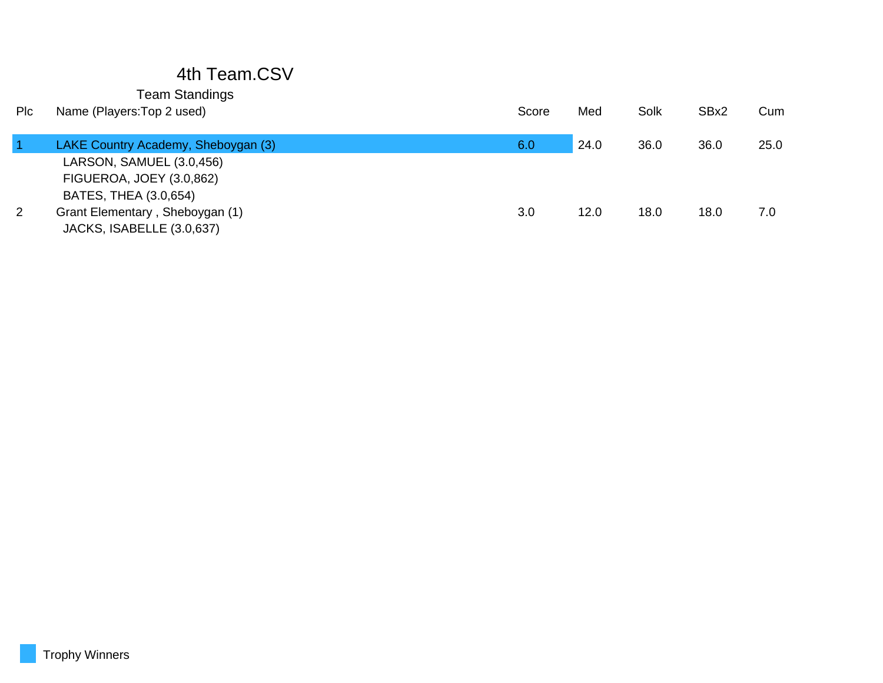# 4th Team.CSV

## Team Standings

| Plc | Name (Players:Top 2 used) | Score | Med | Solk | SBx2 | Cum |
|---|---|---|---|---|---|---|
| 1 | LAKE Country Academy, Sheboygan (3) | 6.0 | 24.0 | 36.0 | 36.0 | 25.0 |
| | LARSON, SAMUEL (3.0,456) | | | | | |
| | FIGUEROA, JOEY (3.0,862) | | | | | |
| | BATES, THEA (3.0,654) | | | | | |
| 2 | Grant Elementary , Sheboygan (1) | 3.0 | 12.0 | 18.0 | 18.0 | 7.0 |
| | JACKS, ISABELLE (3.0,637) | | | | | |

Trophy Winners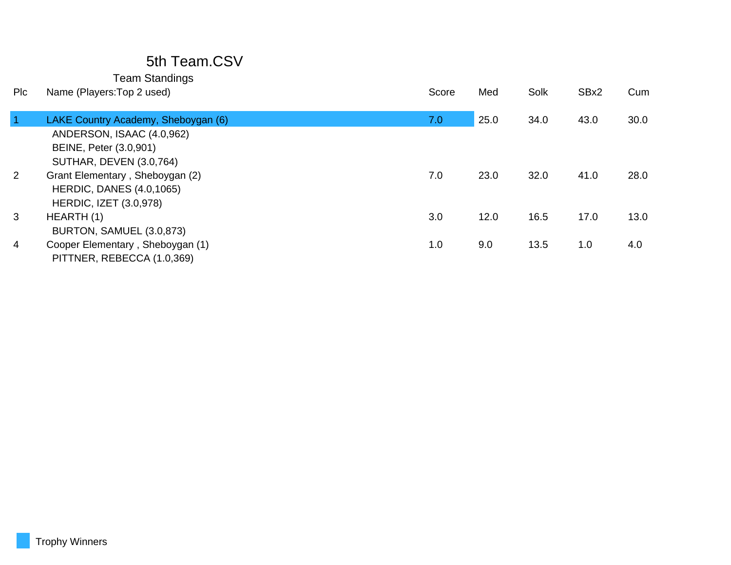# 5th Team.CSV

## Team Standings

| Plc | Name (Players:Top 2 used) | Score | Med | Solk | SBx2 | Cum |
|---|---|---|---|---|---|---|
| 1 | LAKE Country Academy, Sheboygan (6) | 7.0 | 25.0 | 34.0 | 43.0 | 30.0 |
| | ANDERSON, ISAAC (4.0,962) | | | | | |
| | BEINE, Peter (3.0,901) | | | | | |
| | SUTHAR, DEVEN (3.0,764) | | | | | |
| 2 | Grant Elementary , Sheboygan (2) | 7.0 | 23.0 | 32.0 | 41.0 | 28.0 |
| | HERDIC, DANES (4.0,1065) | | | | | |
| | HERDIC, IZET (3.0,978) | | | | | |
| 3 | HEARTH (1) | 3.0 | 12.0 | 16.5 | 17.0 | 13.0 |
| | BURTON, SAMUEL (3.0,873) | | | | | |
| 4 | Cooper Elementary , Sheboygan (1) | 1.0 | 9.0 | 13.5 | 1.0 | 4.0 |
| | PITTNER, REBECCA (1.0,369) | | | | | |

Trophy Winners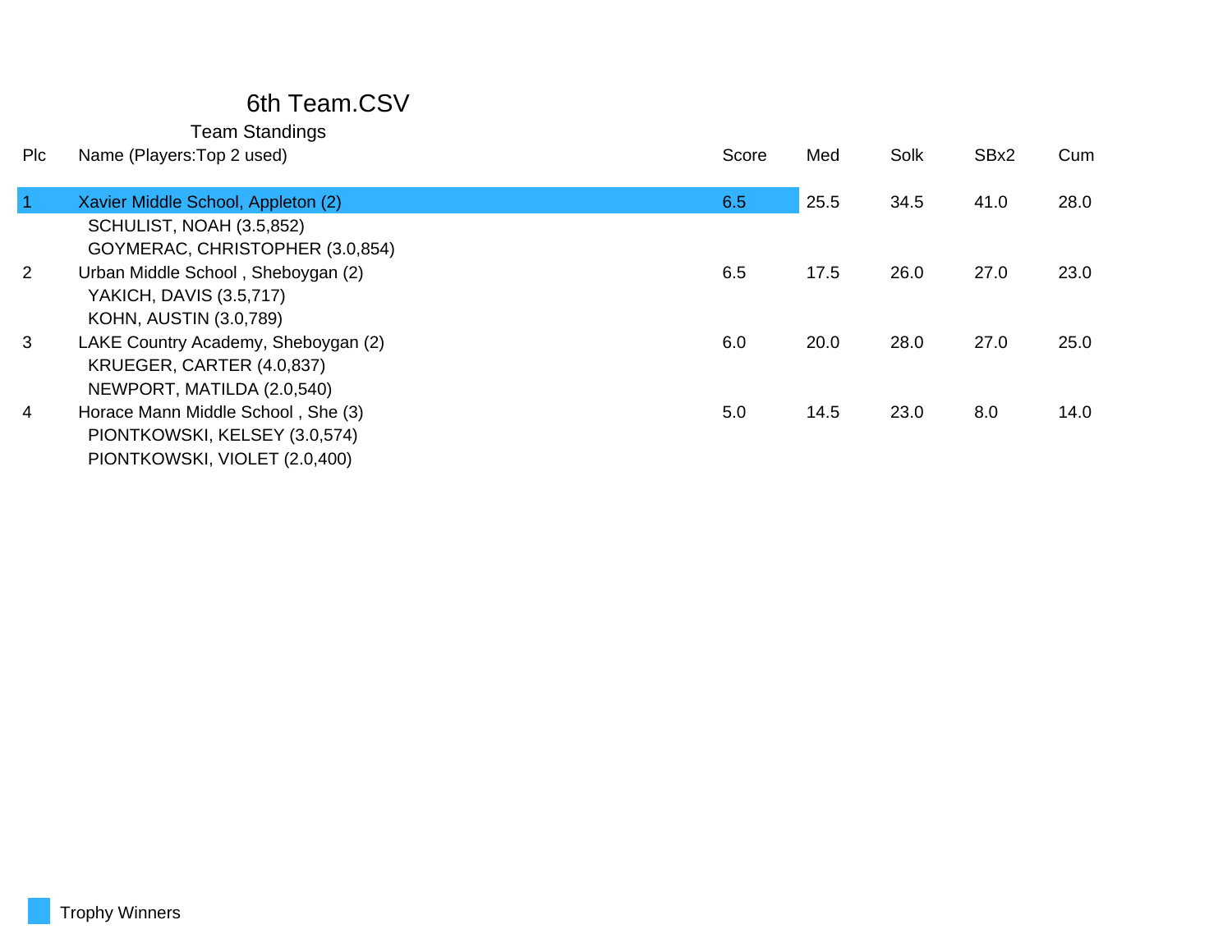# 6th Team.CSV

## Team Standings

| Plc | Name (Players:Top 2 used) | Score | Med | Solk | SBx2 | Cum |
|---|---|---|---|---|---|---|
| 1 | Xavier Middle School, Appleton (2) | 6.5 | 25.5 | 34.5 | 41.0 | 28.0 |
| | SCHULIST, NOAH (3.5,852) | | | | | |
| | GOYMERAC, CHRISTOPHER (3.0,854) | | | | | |
| 2 | Urban Middle School , Sheboygan (2) | 6.5 | 17.5 | 26.0 | 27.0 | 23.0 |
| | YAKICH, DAVIS (3.5,717) | | | | | |
| | KOHN, AUSTIN (3.0,789) | | | | | |
| 3 | LAKE Country Academy, Sheboygan (2) | 6.0 | 20.0 | 28.0 | 27.0 | 25.0 |
| | KRUEGER, CARTER (4.0,837) | | | | | |
| | NEWPORT, MATILDA (2.0,540) | | | | | |
| 4 | Horace Mann Middle School , She (3) | 5.0 | 14.5 | 23.0 | 8.0 | 14.0 |
| | PIONTKOWSKI, KELSEY (3.0,574) | | | | | |
| | PIONTKOWSKI, VIOLET (2.0,400) | | | | | |

Trophy Winners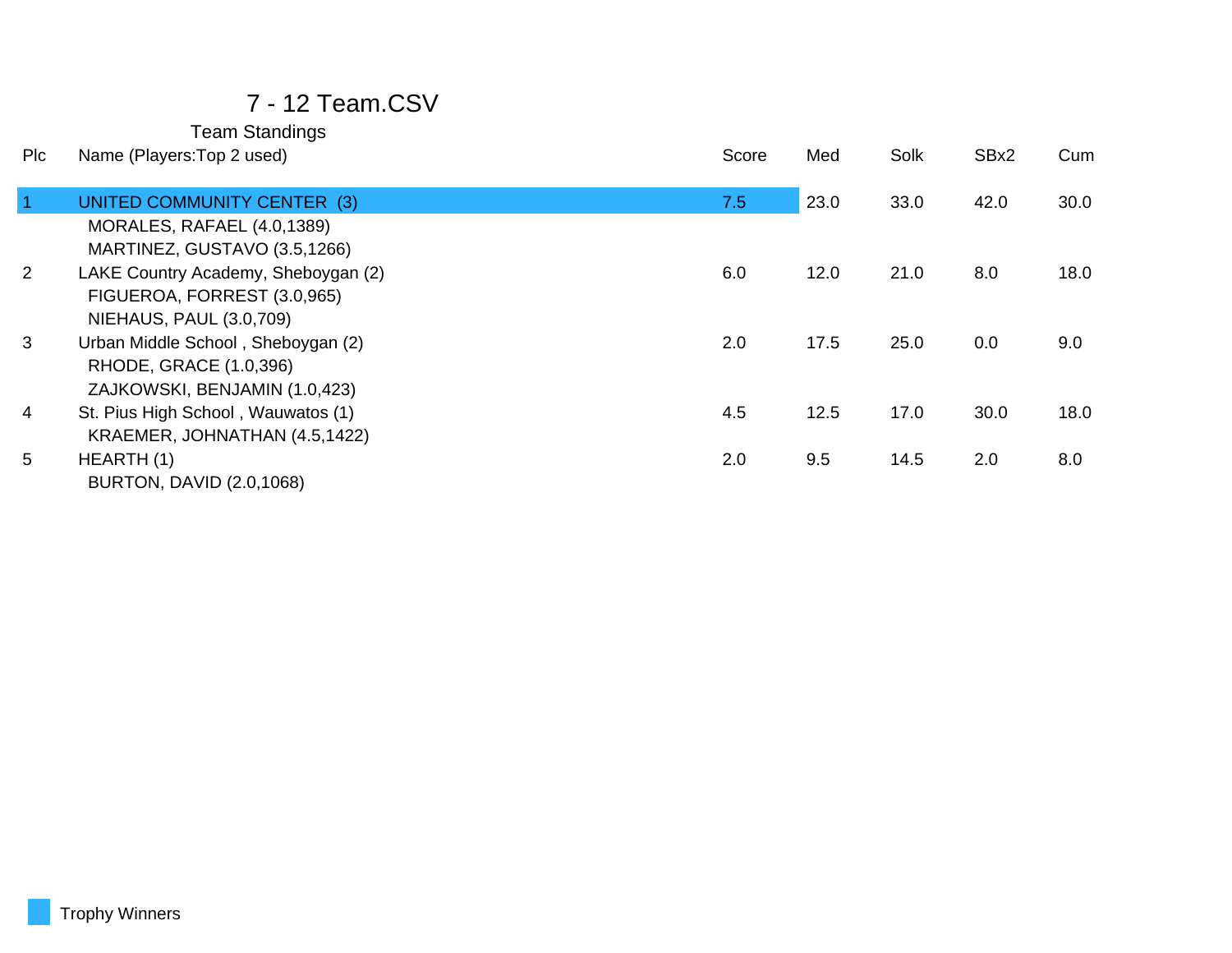# 7 - 12 Team.CSV

## Team Standings

| Plc | Name (Players:Top 2 used) | Score | Med | Solk | SBx2 | Cum |
|---|---|---|---|---|---|---|
| 1 | UNITED COMMUNITY CENTER (3) | 7.5 | 23.0 | 33.0 | 42.0 | 30.0 |
| | MORALES, RAFAEL (4.0,1389) | | | | | |
| | MARTINEZ, GUSTAVO (3.5,1266) | | | | | |
| 2 | LAKE Country Academy, Sheboygan (2) | 6.0 | 12.0 | 21.0 | 8.0 | 18.0 |
| | FIGUEROA, FORREST (3.0,965) | | | | | |
| | NIEHAUS, PAUL (3.0,709) | | | | | |
| 3 | Urban Middle School , Sheboygan (2) | 2.0 | 17.5 | 25.0 | 0.0 | 9.0 |
| | RHODE, GRACE (1.0,396) | | | | | |
| | ZAJKOWSKI, BENJAMIN (1.0,423) | | | | | |
| 4 | St. Pius High School , Wauwatos (1) | 4.5 | 12.5 | 17.0 | 30.0 | 18.0 |
| | KRAEMER, JOHNATHAN (4.5,1422) | | | | | |
| 5 | HEARTH (1) | 2.0 | 9.5 | 14.5 | 2.0 | 8.0 |
| | BURTON, DAVID (2.0,1068) | | | | | |

Trophy Winners